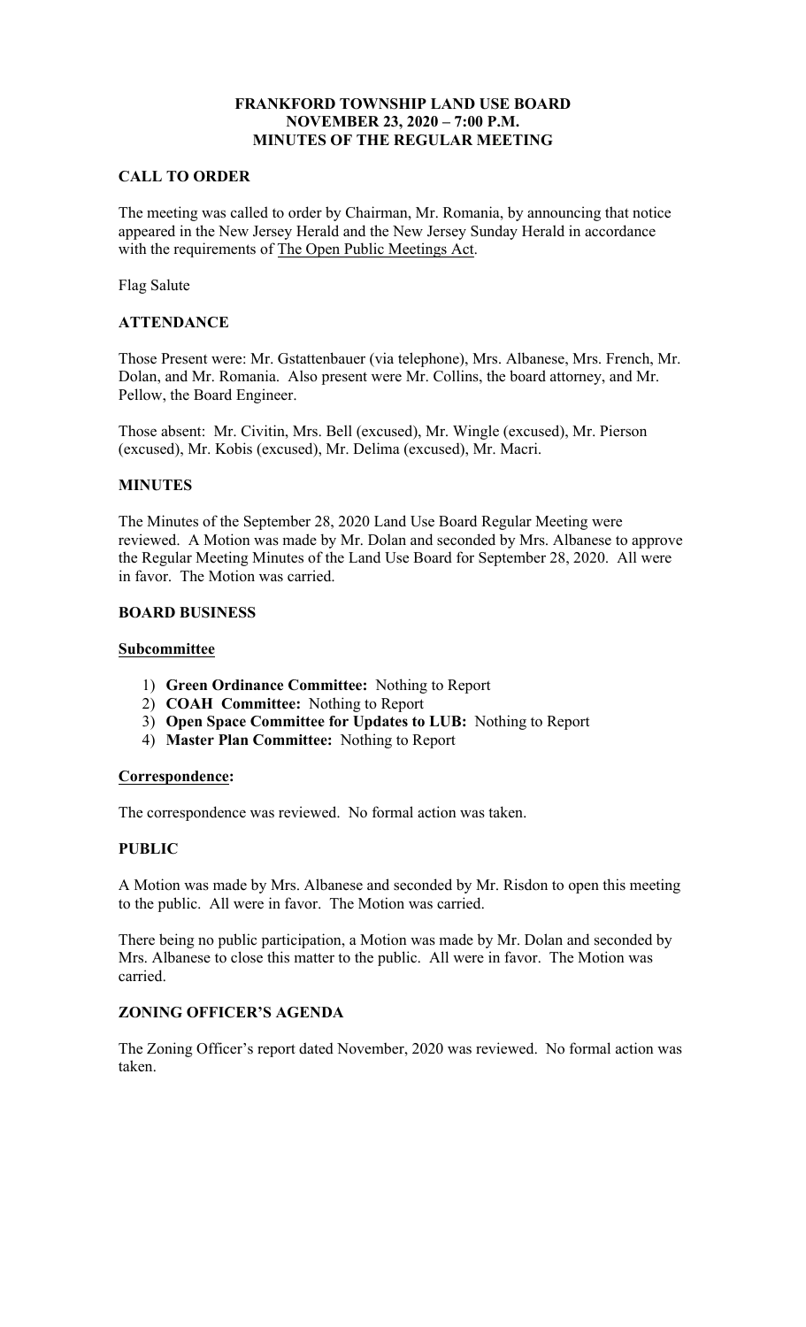# FRANKFORD TOWNSHIP LAND USE BOARD
## NOVEMBER 23, 2020 – 7:00 P.M.
## MINUTES OF THE REGULAR MEETING

### CALL TO ORDER

The meeting was called to order by Chairman, Mr. Romania, by announcing that notice appeared in the New Jersey Herald and the New Jersey Sunday Herald in accordance with the requirements of The Open Public Meetings Act.

Flag Salute

### ATTENDANCE

Those Present were: Mr. Gstattenbauer (via telephone), Mrs. Albanese, Mrs. French, Mr. Dolan, and Mr. Romania. Also present were Mr. Collins, the board attorney, and Mr. Pellow, the Board Engineer.

Those absent: Mr. Civitin, Mrs. Bell (excused), Mr. Wingle (excused), Mr. Pierson (excused), Mr. Kobis (excused), Mr. Delima (excused), Mr. Macri.

### MINUTES

The Minutes of the September 28, 2020 Land Use Board Regular Meeting were reviewed. A Motion was made by Mr. Dolan and seconded by Mrs. Albanese to approve the Regular Meeting Minutes of the Land Use Board for September 28, 2020. All were in favor. The Motion was carried.

### BOARD BUSINESS

**Subcommittee**

1) **Green Ordinance Committee:** Nothing to Report
2) **COAH Committee:** Nothing to Report
3) **Open Space Committee for Updates to LUB:** Nothing to Report
4) **Master Plan Committee:** Nothing to Report

**Correspondence:**

The correspondence was reviewed. No formal action was taken.

### PUBLIC

A Motion was made by Mrs. Albanese and seconded by Mr. Risdon to open this meeting to the public. All were in favor. The Motion was carried.

There being no public participation, a Motion was made by Mr. Dolan and seconded by Mrs. Albanese to close this matter to the public. All were in favor. The Motion was carried.

### ZONING OFFICER'S AGENDA

The Zoning Officer's report dated November, 2020 was reviewed. No formal action was taken.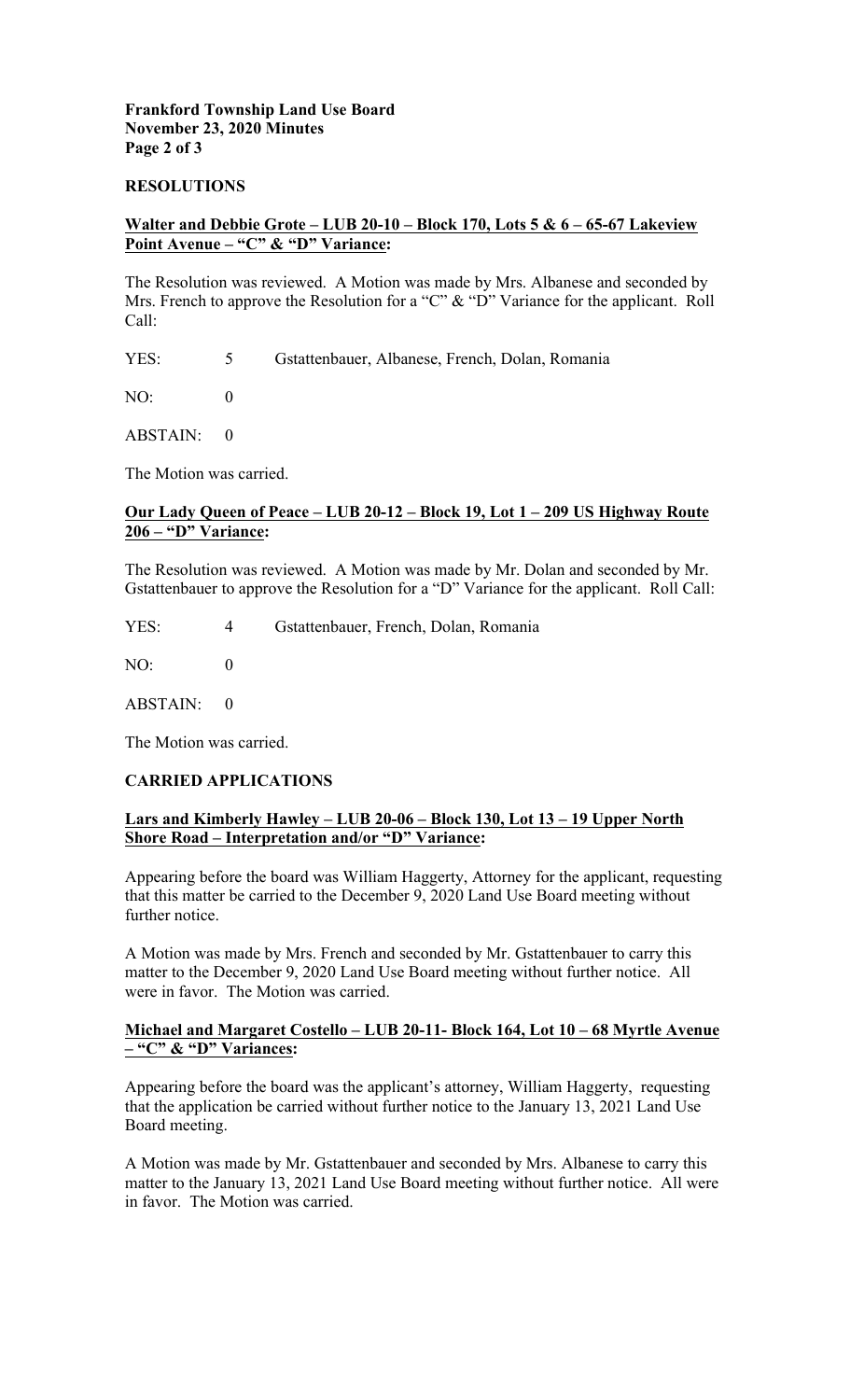## RESOLUTIONS

**Walter and Debbie Grote – LUB 20-10 – Block 170, Lots 5 & 6 – 65-67 Lakeview Point Avenue – "C" & "D" Variance:**

The Resolution was reviewed. A Motion was made by Mrs. Albanese and seconded by Mrs. French to approve the Resolution for a "C" & "D" Variance for the applicant. Roll Call:

YES: 5 Gstattenbauer, Albanese, French, Dolan, Romania

NO: 0

ABSTAIN: 0

The Motion was carried.

**Our Lady Queen of Peace – LUB 20-12 – Block 19, Lot 1 – 209 US Highway Route 206 – "D" Variance:**

The Resolution was reviewed. A Motion was made by Mr. Dolan and seconded by Mr. Gstattenbauer to approve the Resolution for a "D" Variance for the applicant. Roll Call:

YES: 4 Gstattenbauer, French, Dolan, Romania

NO: 0

ABSTAIN: 0

The Motion was carried.

## CARRIED APPLICATIONS

**Lars and Kimberly Hawley – LUB 20-06 – Block 130, Lot 13 – 19 Upper North Shore Road – Interpretation and/or "D" Variance:**

Appearing before the board was William Haggerty, Attorney for the applicant, requesting that this matter be carried to the December 9, 2020 Land Use Board meeting without further notice.

A Motion was made by Mrs. French and seconded by Mr. Gstattenbauer to carry this matter to the December 9, 2020 Land Use Board meeting without further notice. All were in favor. The Motion was carried.

**Michael and Margaret Costello – LUB 20-11- Block 164, Lot 10 – 68 Myrtle Avenue – "C" & "D" Variances:**

Appearing before the board was the applicant's attorney, William Haggerty, requesting that the application be carried without further notice to the January 13, 2021 Land Use Board meeting.

A Motion was made by Mr. Gstattenbauer and seconded by Mrs. Albanese to carry this matter to the January 13, 2021 Land Use Board meeting without further notice. All were in favor. The Motion was carried.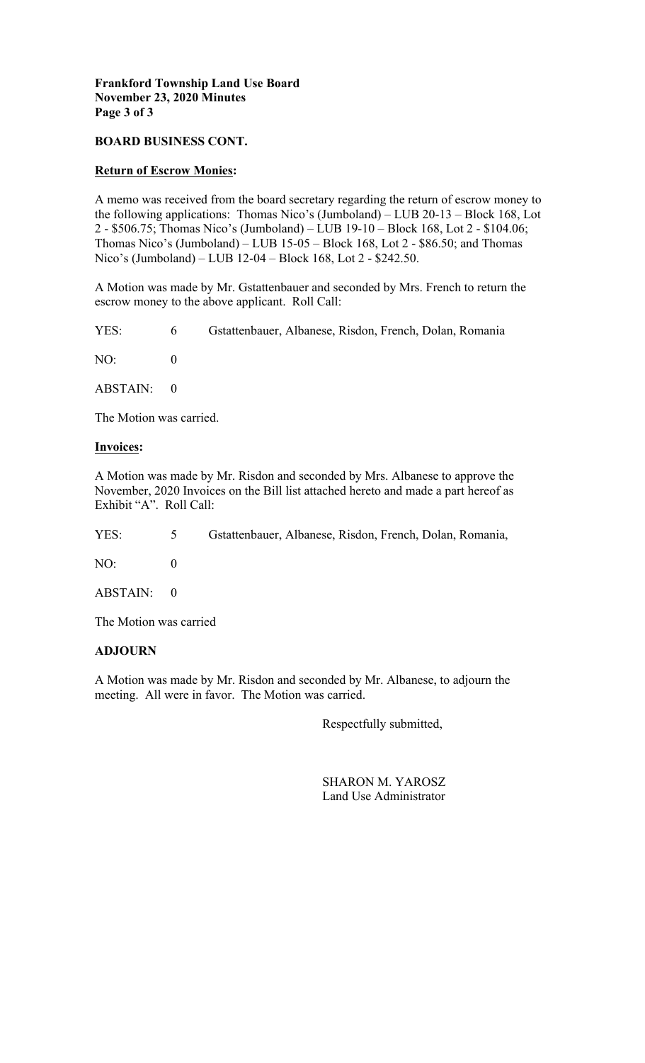**Frankford Township Land Use Board**
**November 23, 2020 Minutes**

## BOARD BUSINESS CONT.

### Return of Escrow Monies:

A memo was received from the board secretary regarding the return of escrow money to the following applications: Thomas Nico's (Jumboland) – LUB 20-13 – Block 168, Lot 2 - $506.75; Thomas Nico's (Jumboland) – LUB 19-10 – Block 168, Lot 2 - $104.06; Thomas Nico's (Jumboland) – LUB 15-05 – Block 168, Lot 2 - $86.50; and Thomas Nico's (Jumboland) – LUB 12-04 – Block 168, Lot 2 - $242.50.

A Motion was made by Mr. Gstattenbauer and seconded by Mrs. French to return the escrow money to the above applicant. Roll Call:

YES: 6 Gstattenbauer, Albanese, Risdon, French, Dolan, Romania

NO: 0

ABSTAIN: 0

The Motion was carried.

### Invoices:

A Motion was made by Mr. Risdon and seconded by Mrs. Albanese to approve the November, 2020 Invoices on the Bill list attached hereto and made a part hereof as Exhibit "A". Roll Call:

YES: 5 Gstattenbauer, Albanese, Risdon, French, Dolan, Romania,

NO: 0

ABSTAIN: 0

The Motion was carried

## ADJOURN

A Motion was made by Mr. Risdon and seconded by Mr. Albanese, to adjourn the meeting. All were in favor. The Motion was carried.

Respectfully submitted,

SHARON M. YAROSZ
Land Use Administrator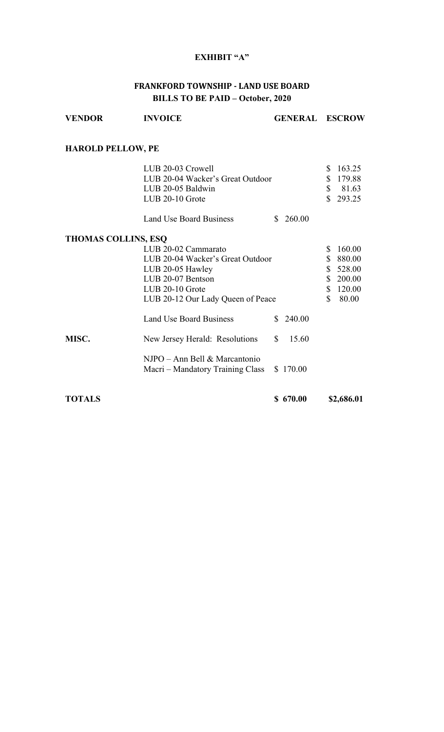**EXHIBIT "A"**

**FRANKFORD TOWNSHIP - LAND USE BOARD**
**BILLS TO BE PAID – October, 2020**

| VENDOR | INVOICE | GENERAL | ESCROW |
|---|---|---|---|
| **HAROLD PELLOW, PE** | | | |
| | LUB 20-03 Crowell | | $ 163.25 |
| | LUB 20-04 Wacker's Great Outdoor | | $ 179.88 |
| | LUB 20-05 Baldwin | | $ 81.63 |
| | LUB 20-10 Grote | | $ 293.25 |
| | Land Use Board Business | $ 260.00 | |
| **THOMAS COLLINS, ESQ** | | | |
| | LUB 20-02 Cammarato | | $ 160.00 |
| | LUB 20-04 Wacker's Great Outdoor | | $ 880.00 |
| | LUB 20-05 Hawley | | $ 528.00 |
| | LUB 20-07 Bentson | | $ 200.00 |
| | LUB 20-10 Grote | | $ 120.00 |
| | LUB 20-12 Our Lady Queen of Peace | | $ 80.00 |
| | Land Use Board Business | $ 240.00 | |
| **MISC.** | New Jersey Herald: Resolutions | $ 15.60 | |
| | NJPO – Ann Bell & Marcantonio Macri – Mandatory Training Class | $ 170.00 | |
| **TOTALS** | | **$ 670.00** | **$2,686.01** |